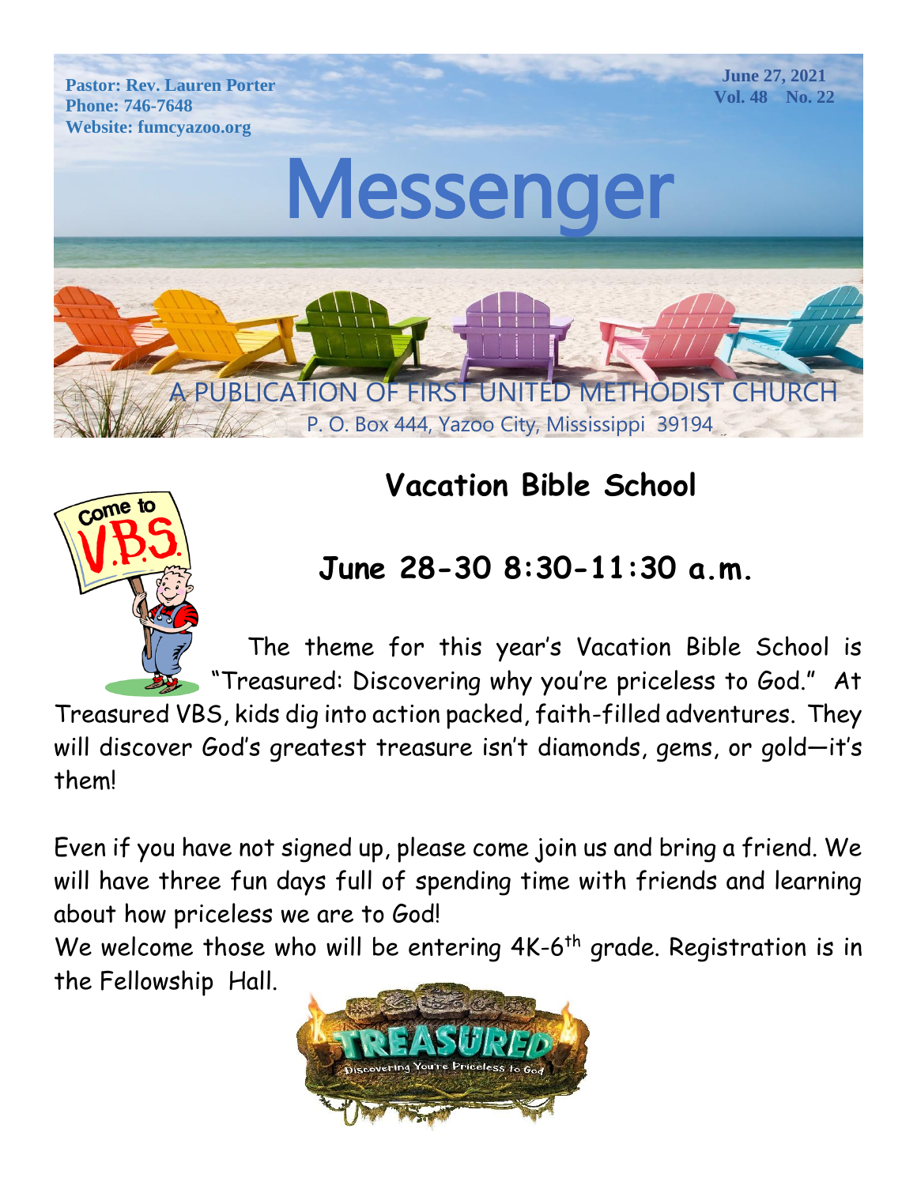Pastor: Rev. Lauren Porter
Phone: 746-7648
Website: fumcyazoo.org

June 27, 2021
Vol. 48 No. 22

# Messenger

A PUBLICATION OF FIRST UNITED METHODIST CHURCH
P. O. Box 444, Yazoo City, Mississippi 39194

## Vacation Bible School

### June 28-30 8:30-11:30 a.m.

The theme for this year's Vacation Bible School is "Treasured: Discovering why you're priceless to God." At Treasured VBS, kids dig into action packed, faith-filled adventures. They will discover God's greatest treasure isn't diamonds, gems, or gold—it's them!

Even if you have not signed up, please come join us and bring a friend. We will have three fun days full of spending time with friends and learning about how priceless we are to God!

We welcome those who will be entering 4K-6th grade. Registration is in the Fellowship Hall.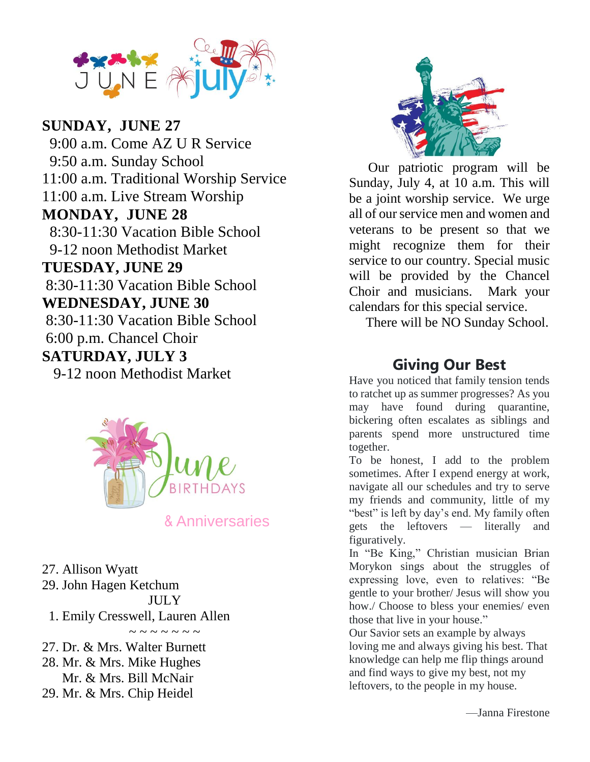JUNE July

**SUNDAY, JUNE 27**

9:00 a.m. Come AZ U R Service
9:50 a.m. Sunday School
11:00 a.m. Traditional Worship Service
11:00 a.m. Live Stream Worship

**MONDAY, JUNE 28**

8:30-11:30 Vacation Bible School
9-12 noon Methodist Market

**TUESDAY, JUNE 29**

8:30-11:30 Vacation Bible School

**WEDNESDAY, JUNE 30**

8:30-11:30 Vacation Bible School
6:00 p.m. Chancel Choir

**SATURDAY, JULY 3**

9-12 noon Methodist Market

June BIRTHDAYS & Anniversaries

27. Allison Wyatt
29. John Hagen Ketchum

JULY

1. Emily Cresswell, Lauren Allen

~ ~ ~ ~ ~ ~ ~ ~

27. Dr. & Mrs. Walter Burnett
28. Mr. & Mrs. Mike Hughes
    Mr. & Mrs. Bill McNair
29. Mr. & Mrs. Chip Heidel

Our patriotic program will be Sunday, July 4, at 10 a.m. This will be a joint worship service. We urge all of our service men and women and veterans to be present so that we might recognize them for their service to our country. Special music will be provided by the Chancel Choir and musicians. Mark your calendars for this special service.

There will be NO Sunday School.

## Giving Our Best

Have you noticed that family tension tends to ratchet up as summer progresses? As you may have found during quarantine, bickering often escalates as siblings and parents spend more unstructured time together.

To be honest, I add to the problem sometimes. After I expend energy at work, navigate all our schedules and try to serve my friends and community, little of my "best" is left by day's end. My family often gets the leftovers — literally and figuratively.

In "Be King," Christian musician Brian Morykon sings about the struggles of expressing love, even to relatives: "Be gentle to your brother/ Jesus will show you how./ Choose to bless your enemies/ even those that live in your house."

Our Savior sets an example by always loving me and always giving his best. That knowledge can help me flip things around and find ways to give my best, not my leftovers, to the people in my house.

—Janna Firestone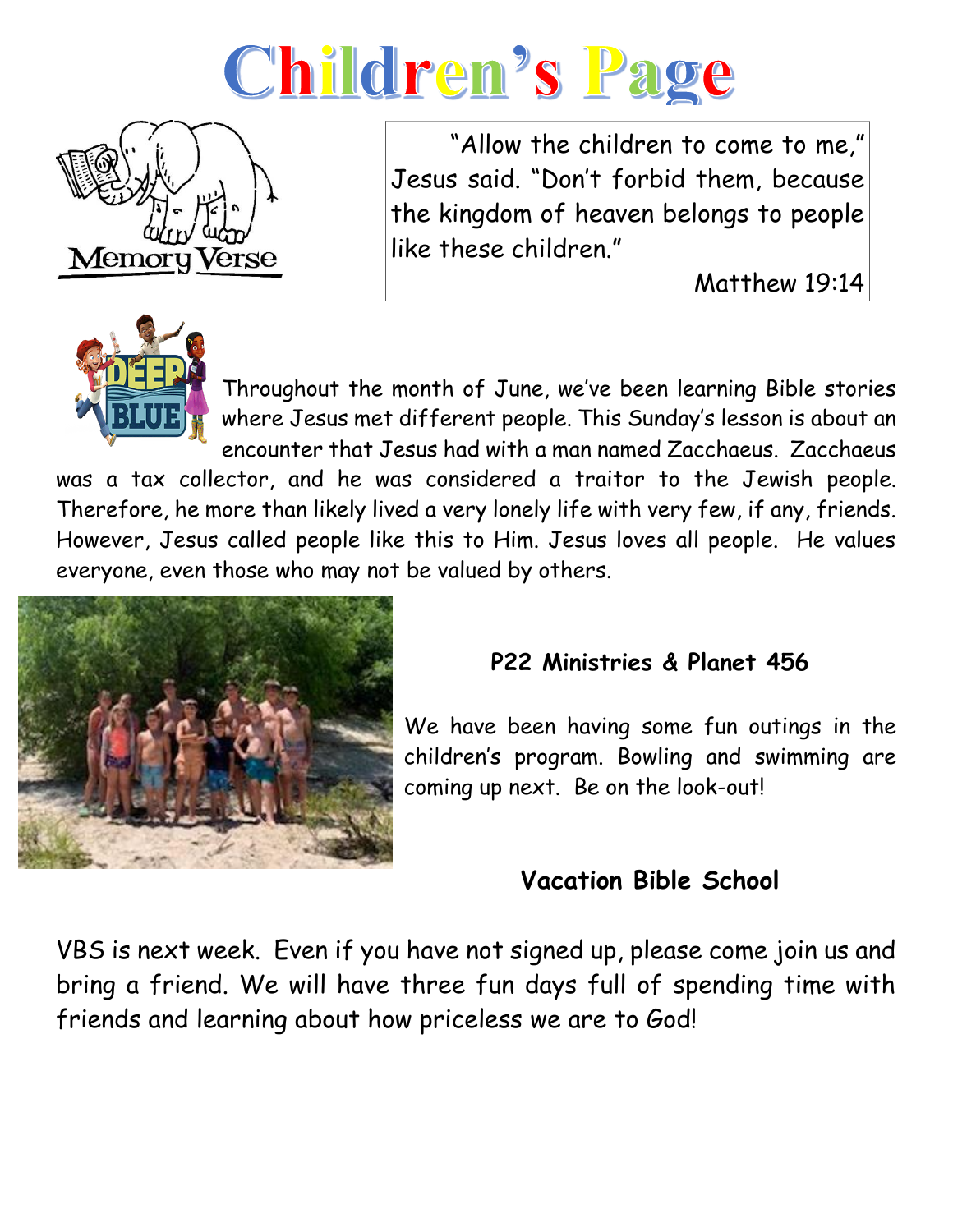# Children's Page

Memory Verse

"Allow the children to come to me," Jesus said. "Don't forbid them, because the kingdom of heaven belongs to people like these children."

Matthew 19:14

Throughout the month of June, we've been learning Bible stories where Jesus met different people. This Sunday's lesson is about an encounter that Jesus had with a man named Zacchaeus. Zacchaeus was a tax collector, and he was considered a traitor to the Jewish people. Therefore, he more than likely lived a very lonely life with very few, if any, friends. However, Jesus called people like this to Him. Jesus loves all people. He values everyone, even those who may not be valued by others.

### P22 Ministries & Planet 456

We have been having some fun outings in the children's program. Bowling and swimming are coming up next. Be on the look-out!

### Vacation Bible School

VBS is next week. Even if you have not signed up, please come join us and bring a friend. We will have three fun days full of spending time with friends and learning about how priceless we are to God!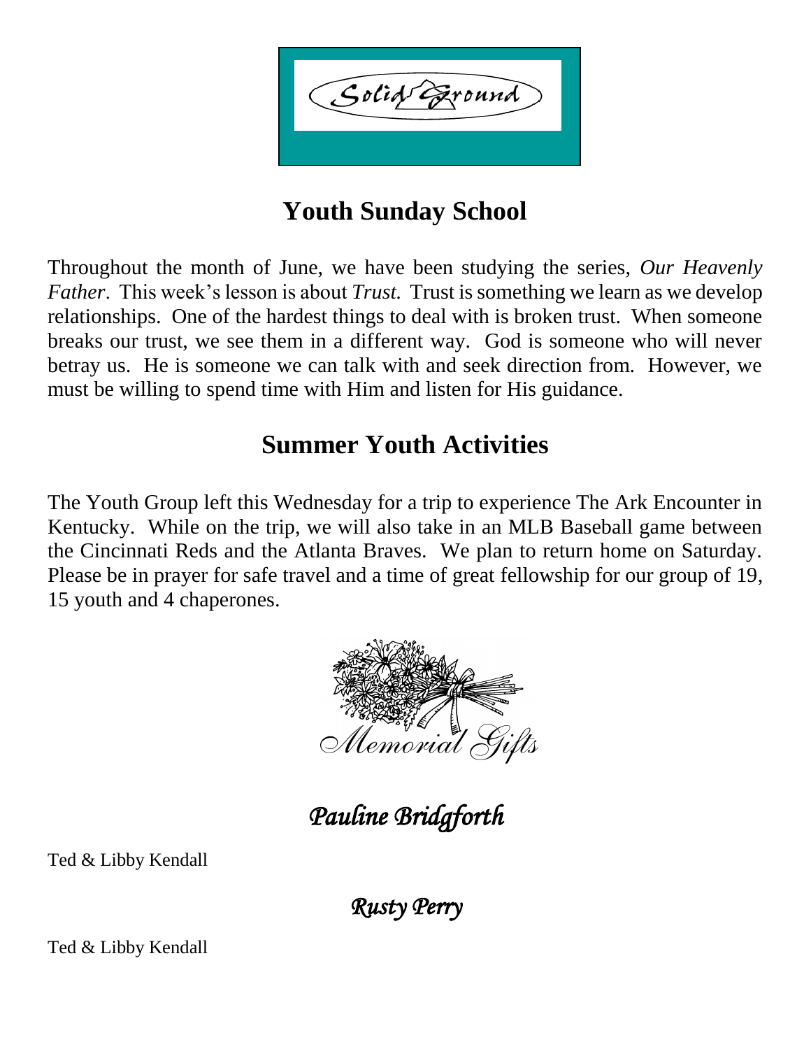Solid Ground

## Youth Sunday School

Throughout the month of June, we have been studying the series, *Our Heavenly Father*. This week's lesson is about *Trust.* Trust is something we learn as we develop relationships. One of the hardest things to deal with is broken trust. When someone breaks our trust, we see them in a different way. God is someone who will never betray us. He is someone we can talk with and seek direction from. However, we must be willing to spend time with Him and listen for His guidance.

## Summer Youth Activities

The Youth Group left this Wednesday for a trip to experience The Ark Encounter in Kentucky. While on the trip, we will also take in an MLB Baseball game between the Cincinnati Reds and the Atlanta Braves. We plan to return home on Saturday. Please be in prayer for safe travel and a time of great fellowship for our group of 19, 15 youth and 4 chaperones.

*Memorial Gifts*

### *Pauline Bridgforth*

Ted & Libby Kendall

### *Rusty Perry*

Ted & Libby Kendall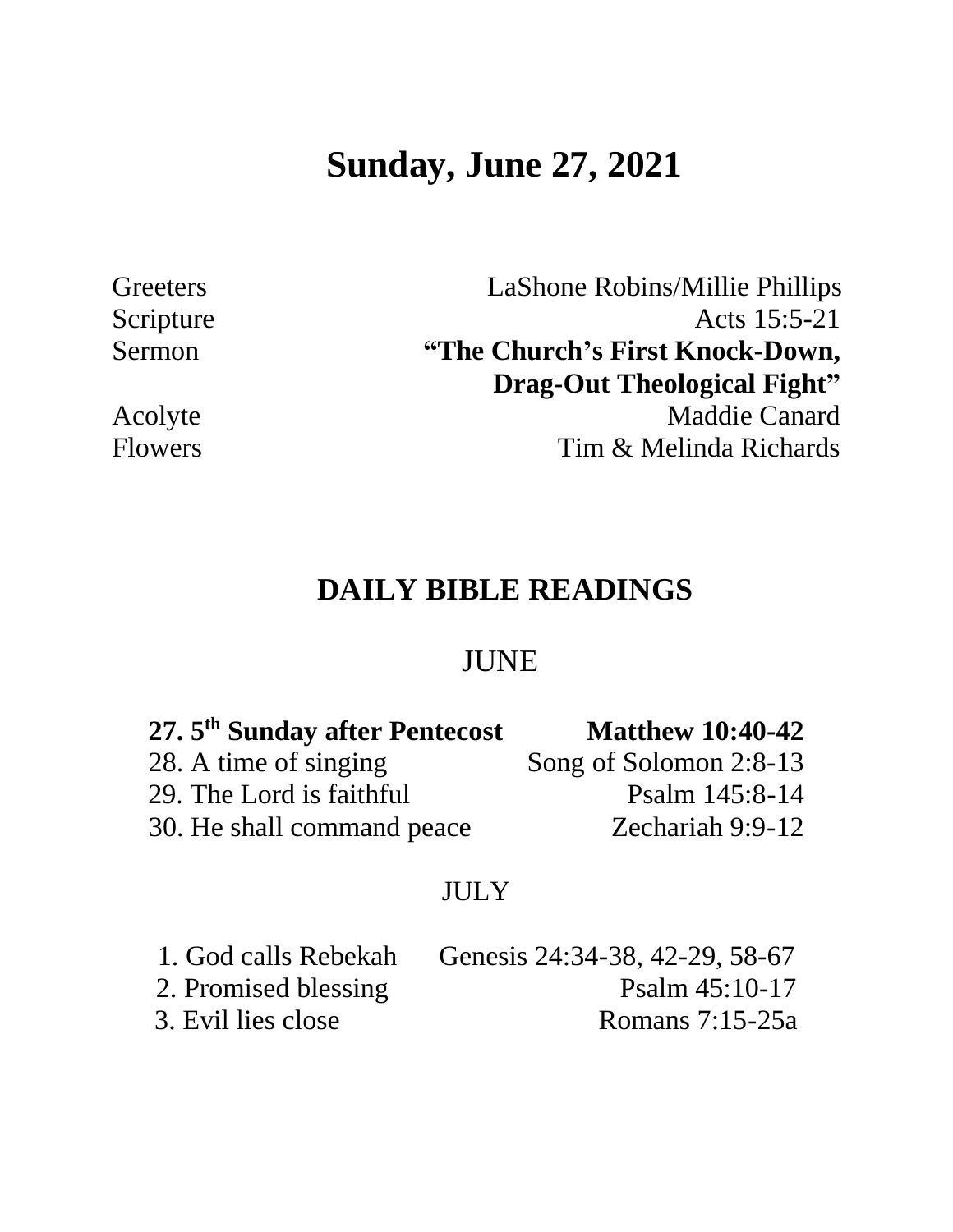# Sunday, June 27, 2021

| | |
|---|---|
| Greeters | LaShone Robins/Millie Phillips |
| Scripture | Acts 15:5-21 |
| Sermon | **"The Church's First Knock-Down, Drag-Out Theological Fight"** |
| Acolyte | Maddie Canard |
| Flowers | Tim & Melinda Richards |

## DAILY BIBLE READINGS

### JUNE

| | |
|---|---|
| **27. 5th Sunday after Pentecost** | **Matthew 10:40-42** |
| 28. A time of singing | Song of Solomon 2:8-13 |
| 29. The Lord is faithful | Psalm 145:8-14 |
| 30. He shall command peace | Zechariah 9:9-12 |

### JULY

| | |
|---|---|
| 1. God calls Rebekah | Genesis 24:34-38, 42-29, 58-67 |
| 2. Promised blessing | Psalm 45:10-17 |
| 3. Evil lies close | Romans 7:15-25a |